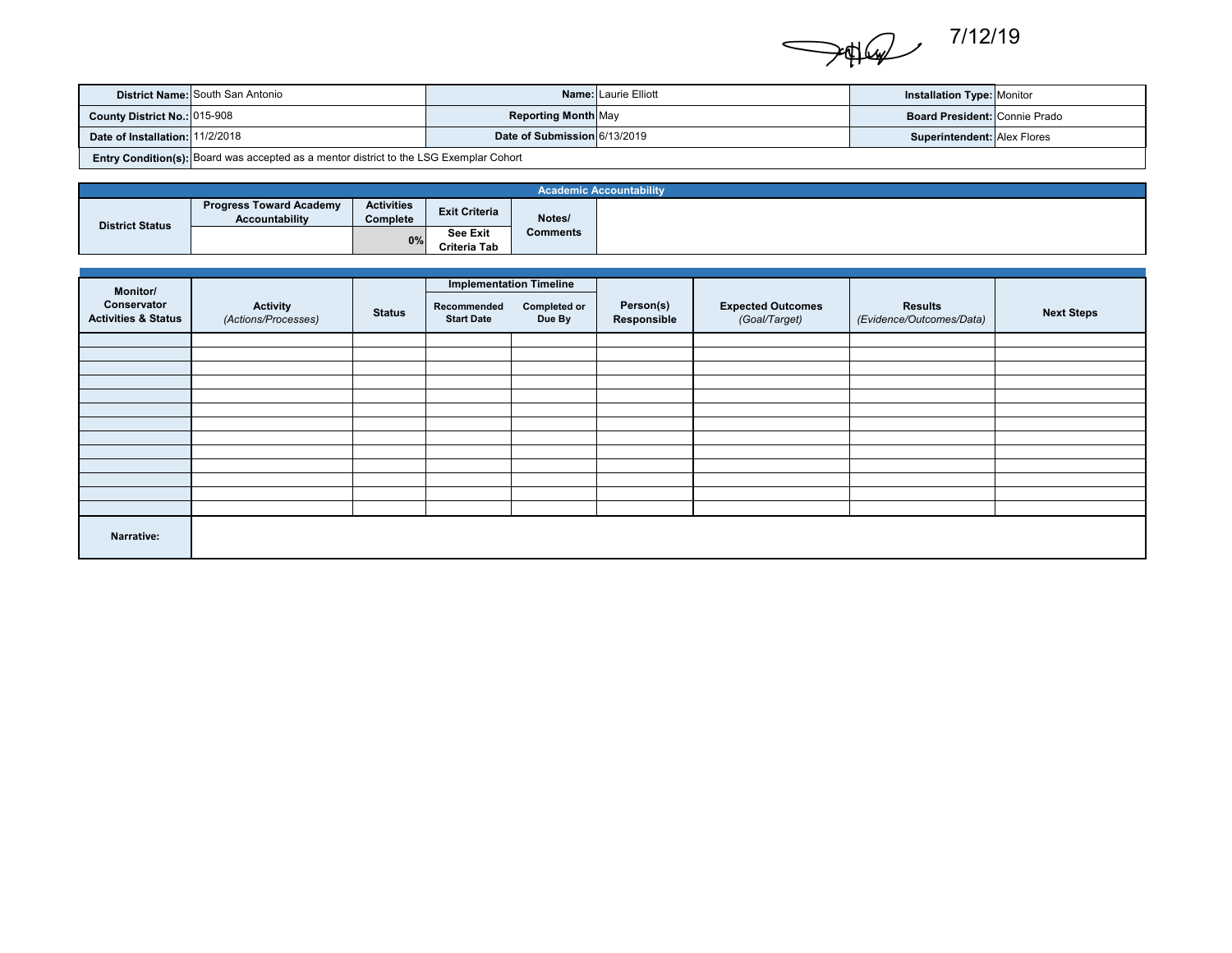7/12/19

| District Name: | South San Antonio | Name: | Laurie Elliott | Installation Type: | Monitor |
|---|---|---|---|---|---|
| County District No.: | 015-908 | Reporting Month | May | Board President: | Connie Prado |
| Date of Installation: | 11/2/2018 | Date of Submission | 6/13/2019 | Superintendent: | Alex Flores |
| Entry Condition(s): | Board was accepted as a mentor district to the LSG Exemplar Cohort | | | | |

**Academic Accountability**

| District Status | Progress Toward Academy Accountability | Activities Complete | Exit Criteria | Notes/ Comments | |
|---|---|---|---|---|---|
| | | 0% | See Exit Criteria Tab | | |

| Monitor/ Conservator Activities & Status | Activity *(Actions/Processes)* | Status | Implementation Timeline | | Person(s) Responsible | Expected Outcomes *(Goal/Target)* | Results *(Evidence/Outcomes/Data)* | Next Steps |
|---|---|---|---|---|---|---|---|---|
| | | | Recommended Start Date | Completed or Due By | | | | |
| | | | | | | | | |
| | | | | | | | | |
| | | | | | | | | |
| | | | | | | | | |
| | | | | | | | | |
| | | | | | | | | |
| | | | | | | | | |
| | | | | | | | | |
| | | | | | | | | |
| | | | | | | | | |
| | | | | | | | | |
| | | | | | | | | |
| | | | | | | | | |
| Narrative: | | | | | | | | |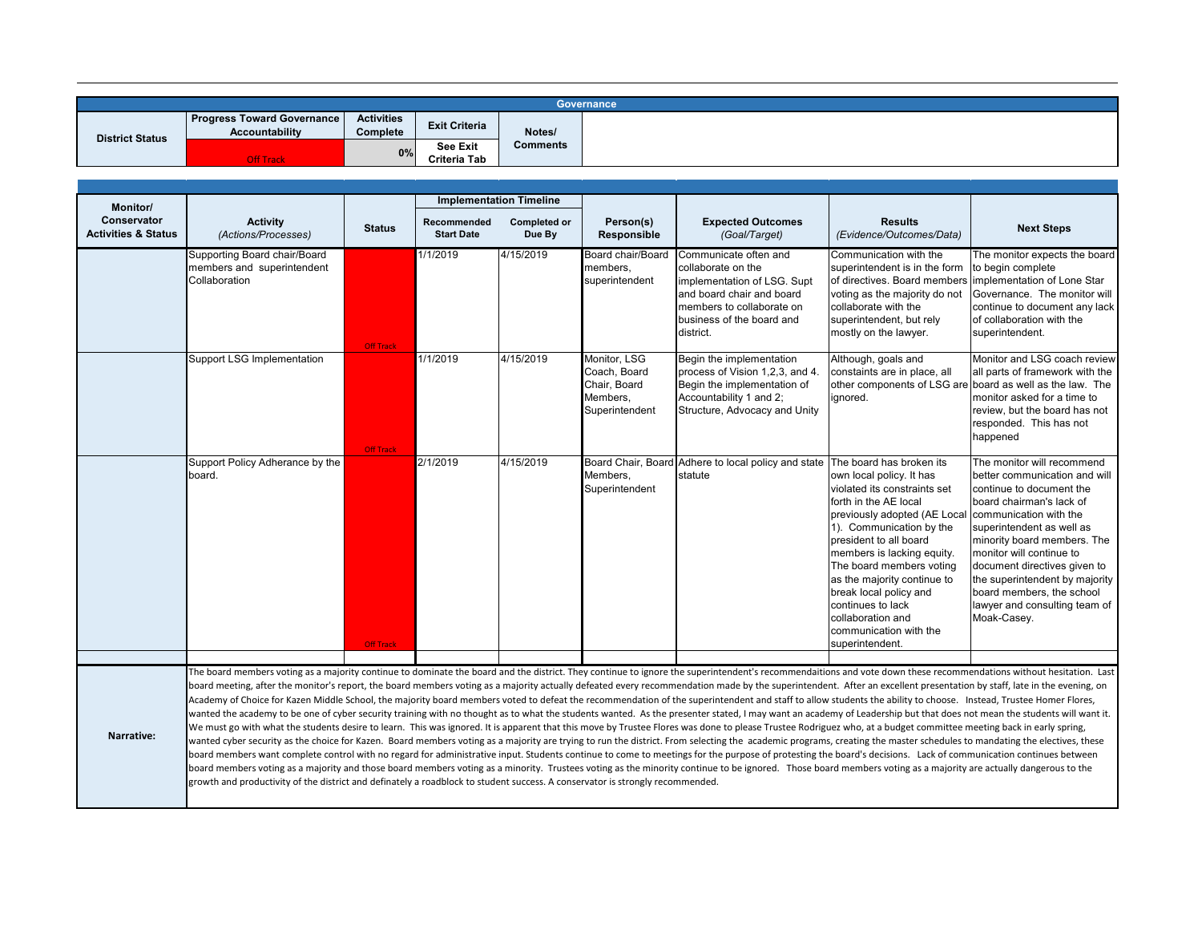## Governance

| District Status | Progress Toward Governance Accountability | Activities Complete | Exit Criteria | Notes/ Comments |
|---|---|---|---|---|
| | Off Track | 0% | See Exit Criteria Tab | |

| Monitor/ Conservator Activities & Status | Activity *(Actions/Processes)* | Status | Implementation Timeline | | Person(s) Responsible | Expected Outcomes *(Goal/Target)* | Results *(Evidence/Outcomes/Data)* | Next Steps |
|---|---|---|---|---|---|---|---|---|
| | | | Recommended Start Date | Completed or Due By | | | | |
| | Supporting Board chair/Board members and superintendent Collaboration | Off Track | 1/1/2019 | 4/15/2019 | Board chair/Board members, superintendent | Communicate often and collaborate on the implementation of LSG. Supt and board chair and board members to collaborate on business of the board and district. | Communication with the superintendent is in the form of directives. Board members voting as the majority do not collaborate with the superintendent, but rely mostly on the lawyer. | The monitor expects the board to begin complete implementation of Lone Star Governance. The monitor will continue to document any lack of collaboration with the superintendent. |
| | Support LSG Implementation | Off Track | 1/1/2019 | 4/15/2019 | Monitor, LSG Coach, Board Chair, Board Members, Superintendent | Begin the implementation process of Vision 1,2,3, and 4. Begin the implementation of Accountability 1 and 2; Structure, Advocacy and Unity | Although, goals and constaints are in place, all other components of LSG are ignored. | Monitor and LSG coach review all parts of framework with the board as well as the law. The monitor asked for a time to review, but the board has not responded. This has not happened |
| | Support Policy Adherance by the board. | Off Track | 2/1/2019 | 4/15/2019 | Board Chair, Board Members, Superintendent | Adhere to local policy and state statute | The board has broken its own local policy. It has violated its constraints set forth in the AE local previously adopted (AE Local 1). Communication by the president to all board members is lacking equity. The board members voting as the majority continue to break local policy and continues to lack collaboration and communication with the superintendent. | The monitor will recommend better communication and will continue to document the board chairman's lack of communication with the superintendent as well as minority board members. The monitor will continue to document directives given to the superintendent by majority board members, the school lawyer and consulting team of Moak-Casey. |

**Narrative:**

The board members voting as a majority continue to dominate the board and the district. They continue to ignore the superintendent's recommendaitions and vote down these recommendations without hesitation. Last board meeting, after the monitor's report, the board members voting as a majority actually defeated every recommendation made by the superintendent. After an excellent presentation by staff, late in the evening, on Academy of Choice for Kazen Middle School, the majority board members voted to defeat the recommendation of the superintendent and staff to allow students the ability to choose. Instead, Trustee Homer Flores, wanted the academy to be one of cyber security training with no thought as to what the students wanted. As the presenter stated, I may want an academy of Leadership but that does not mean the students will want it. We must go with what the students desire to learn. This was ignored. It is apparent that this move by Trustee Flores was done to please Trustee Rodriguez who, at a budget committee meeting back in early spring, wanted cyber security as the choice for Kazen. Board members voting as a majority are trying to run the district. From selecting the academic programs, creating the master schedules to mandating the electives, these board members want complete control with no regard for administrative input. Students continue to come to meetings for the purpose of protesting the board's decisions. Lack of communication continues between board members voting as a majority and those board members voting as a minority. Trustees voting as the minority continue to be ignored. Those board members voting as a majority are actually dangerous to the growth and productivity of the district and definately a roadblock to student success. A conservator is strongly recommended.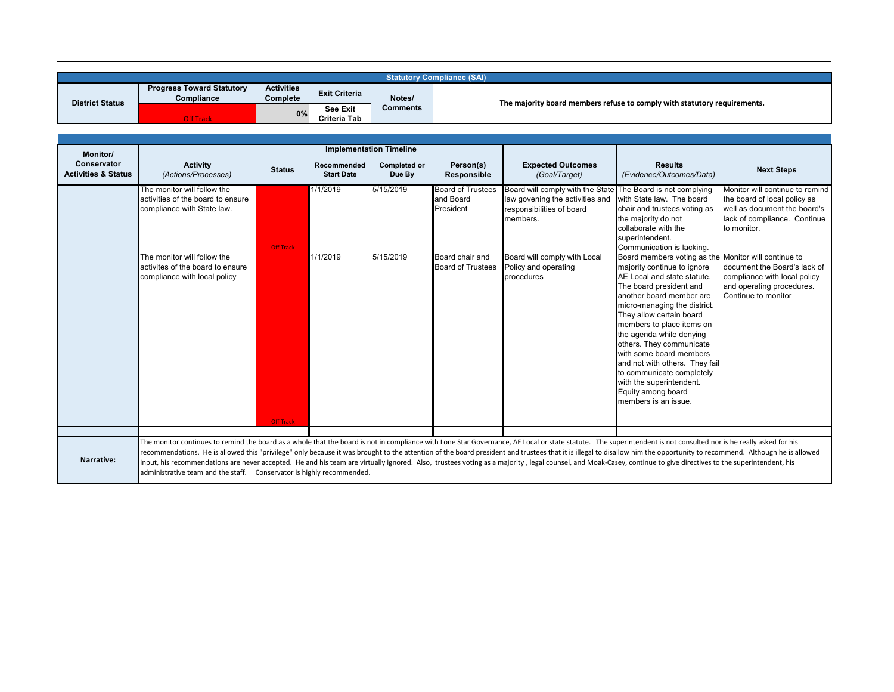## Statutory Complianec (SAI)

| District Status | Progress Toward Statutory Compliance | Activities Complete | Exit Criteria | Notes/ Comments | |
|---|---|---|---|---|---|
| | Off Track | 0% | See Exit Criteria Tab | | The majority board members refuse to comply with statutory requirements. |

| Monitor/ Conservator Activities & Status | Activity *(Actions/Processes)* | Status | Implementation Timeline | | Person(s) Responsible | Expected Outcomes *(Goal/Target)* | Results *(Evidence/Outcomes/Data)* | Next Steps |
|---|---|---|---|---|---|---|---|---|
| | | | Recommended Start Date | Completed or Due By | | | | |
| | The monitor will follow the activities of the board to ensure compliance with State law. | Off Track | 1/1/2019 | 5/15/2019 | Board of Trustees and Board President | Board will comply with the State law govening the activities and responsibilities of board members. | The Board is not complying with State law. The board chair and trustees voting as the majority do not collaborate with the superintendent. Communication is lacking. | Monitor will continue to remind the board of local policy as well as document the board's lack of compliance. Continue to monitor. |
| | The monitor will follow the activites of the board to ensure compliance with local policy | Off Track | 1/1/2019 | 5/15/2019 | Board chair and Board of Trustees | Board will comply with Local Policy and operating procedures | Board members voting as the majority continue to ignore AE Local and state statute. The board president and another board member are micro-managing the district. They allow certain board members to place items on the agenda while denying others. They communicate with some board members and not with others. They fail to communicate completely with the superintendent. Equity among board members is an issue. | Monitor will continue to document the Board's lack of compliance with local policy and operating procedures. Continue to monitor |
| | | | | | | | | |

**Narrative:**

The monitor continues to remind the board as a whole that the board is not in compliance with Lone Star Governance, AE Local or state statute. The superintendent is not consulted nor is he really asked for his recommendations. He is allowed this "privilege" only because it was brought to the attention of the board president and trustees that it is illegal to disallow him the opportunity to recommend. Although he is allowed input, his recommendations are never accepted. He and his team are virtually ignored. Also, trustees voting as a majority , legal counsel, and Moak-Casey, continue to give directives to the superintendent, his administrative team and the staff. Conservator is highly recommended.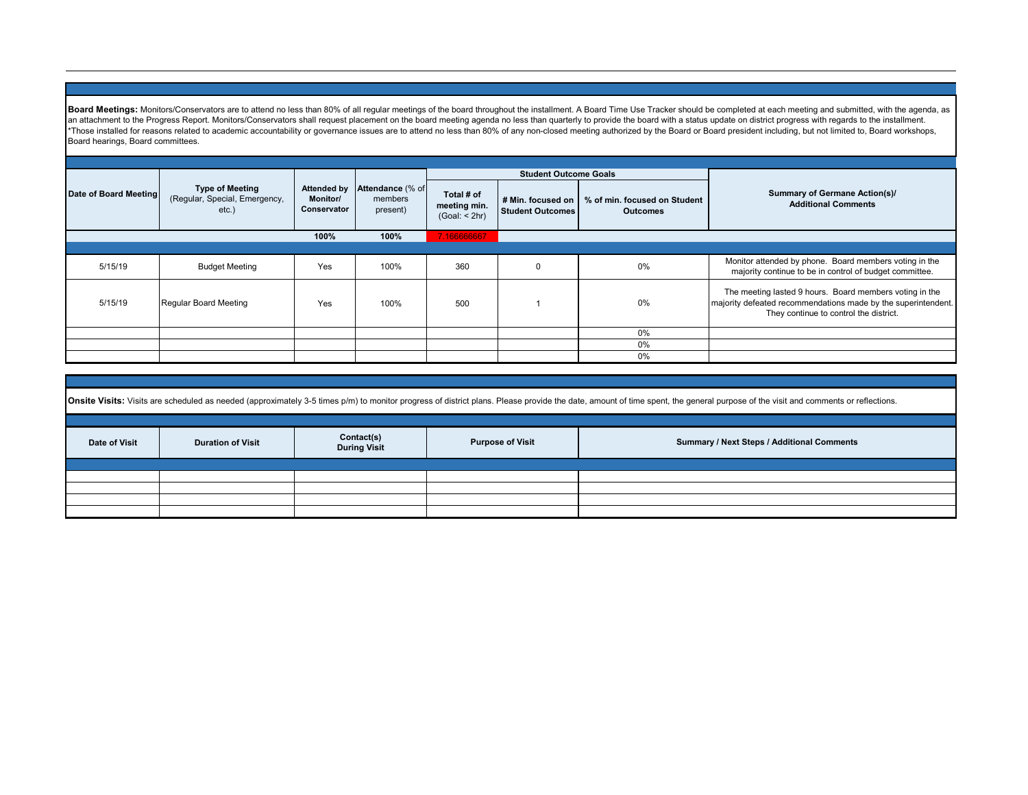**Board Meetings:** Monitors/Conservators are to attend no less than 80% of all regular meetings of the board throughout the installment. A Board Time Use Tracker should be completed at each meeting and submitted, with the agenda, as an attachment to the Progress Report. Monitors/Conservators shall request placement on the board meeting agenda no less than quarterly to provide the board with a status update on district progress with regards to the installment.
*Those installed for reasons related to academic accountability or governance issues are to attend no less than 80% of any non-closed meeting authorized by the Board or Board president including, but not limited to, Board workshops, Board hearings, Board committees.

| Date of Board Meeting | Type of Meeting (Regular, Special, Emergency, etc.) | Attended by Monitor/ Conservator | Attendance (% of members present) | Student Outcome Goals | | | Summary of Germane Action(s)/ Additional Comments |
|---|---|---|---|---|---|---|---|
| | | | | Total # of meeting min. (Goal: < 2hr) | # Min. focused on Student Outcomes | % of min. focused on Student Outcomes | |
| | | 100% | 100% | 7.166666667 | | | |
| 5/15/19 | Budget Meeting | Yes | 100% | 360 | 0 | 0% | Monitor attended by phone. Board members voting in the majority continue to be in control of budget committee. |
| 5/15/19 | Regular Board Meeting | Yes | 100% | 500 | 1 | 0% | The meeting lasted 9 hours. Board members voting in the majority defeated recommendations made by the superintendent. They continue to control the district. |
| | | | | | | 0% | |
| | | | | | | 0% | |
| | | | | | | 0% | |

**Onsite Visits:** Visits are scheduled as needed (approximately 3-5 times p/m) to monitor progress of district plans. Please provide the date, amount of time spent, the general purpose of the visit and comments or reflections.

| Date of Visit | Duration of Visit | Contact(s) During Visit | Purpose of Visit | Summary / Next Steps / Additional Comments |
|---|---|---|---|---|
| | | | | |
| | | | | |
| | | | | |
| | | | | |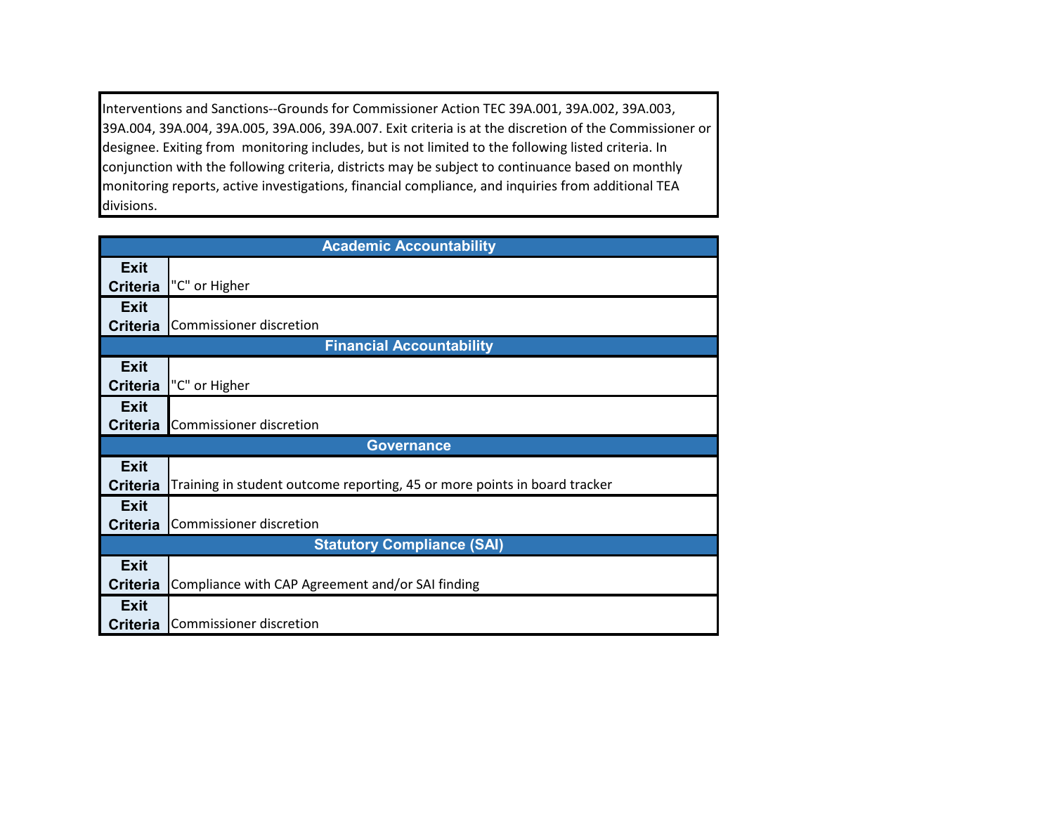Interventions and Sanctions--Grounds for Commissioner Action TEC 39A.001, 39A.002, 39A.003, 39A.004, 39A.004, 39A.005, 39A.006, 39A.007. Exit criteria is at the discretion of the Commissioner or designee. Exiting from monitoring includes, but is not limited to the following listed criteria. In conjunction with the following criteria, districts may be subject to continuance based on monthly monitoring reports, active investigations, financial compliance, and inquiries from additional TEA divisions.

| | |
|---|---|
| **Academic Accountability** | |
| **Exit Criteria** | "C" or Higher |
| **Exit Criteria** | Commissioner discretion |
| **Financial Accountability** | |
| **Exit Criteria** | "C" or Higher |
| **Exit Criteria** | Commissioner discretion |
| **Governance** | |
| **Exit Criteria** | Training in student outcome reporting, 45 or more points in board tracker |
| **Exit Criteria** | Commissioner discretion |
| **Statutory Compliance (SAI)** | |
| **Exit Criteria** | Compliance with CAP Agreement and/or SAI finding |
| **Exit Criteria** | Commissioner discretion |